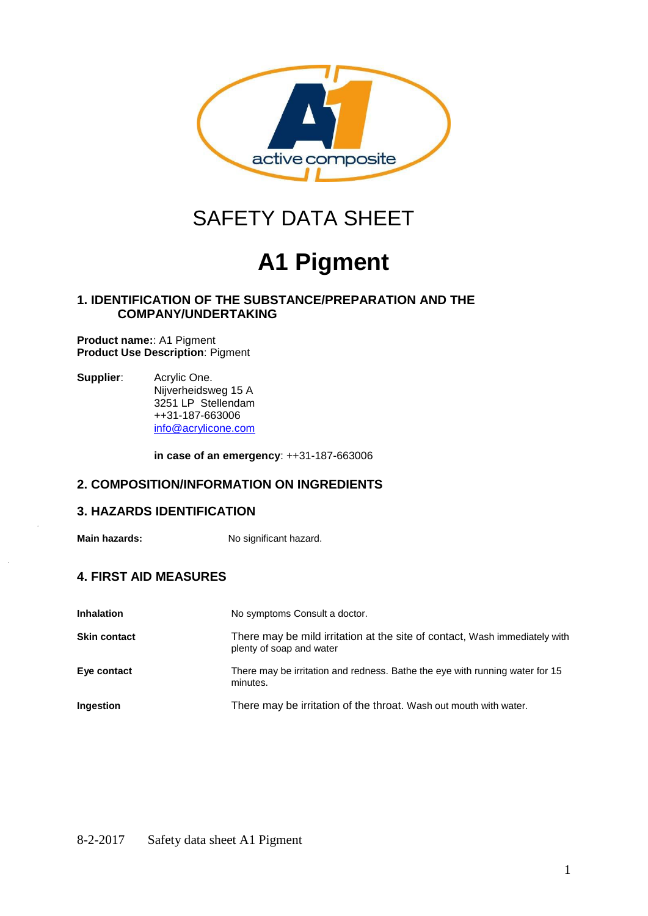# SAFETY DATA SHEET

# A1 Pigment

## 1. IDENTIFICATION OF THE SUBSTANCE/PREPARATION AND THE COMPANY/UNDERTAKING

**Product name:**: A1 Pigment
**Product Use Description**: Pigment

**Supplier**: Acrylic One.
Nijverheidsweg 15 A
3251 LP Stellendam
++31-187-663006
info@acrylicone.com

**in case of an emergency**: ++31-187-663006

## 2. COMPOSITION/INFORMATION ON INGREDIENTS

## 3. HAZARDS IDENTIFICATION

**Main hazards:** No significant hazard.

## 4. FIRST AID MEASURES

| | |
|---|---|
| **Inhalation** | No symptoms Consult a doctor. |
| **Skin contact** | There may be mild irritation at the site of contact, Wash immediately with plenty of soap and water |
| **Eye contact** | There may be irritation and redness. Bathe the eye with running water for 15 minutes. |
| **Ingestion** | There may be irritation of the throat. Wash out mouth with water. |

8-2-2017 Safety data sheet A1 Pigment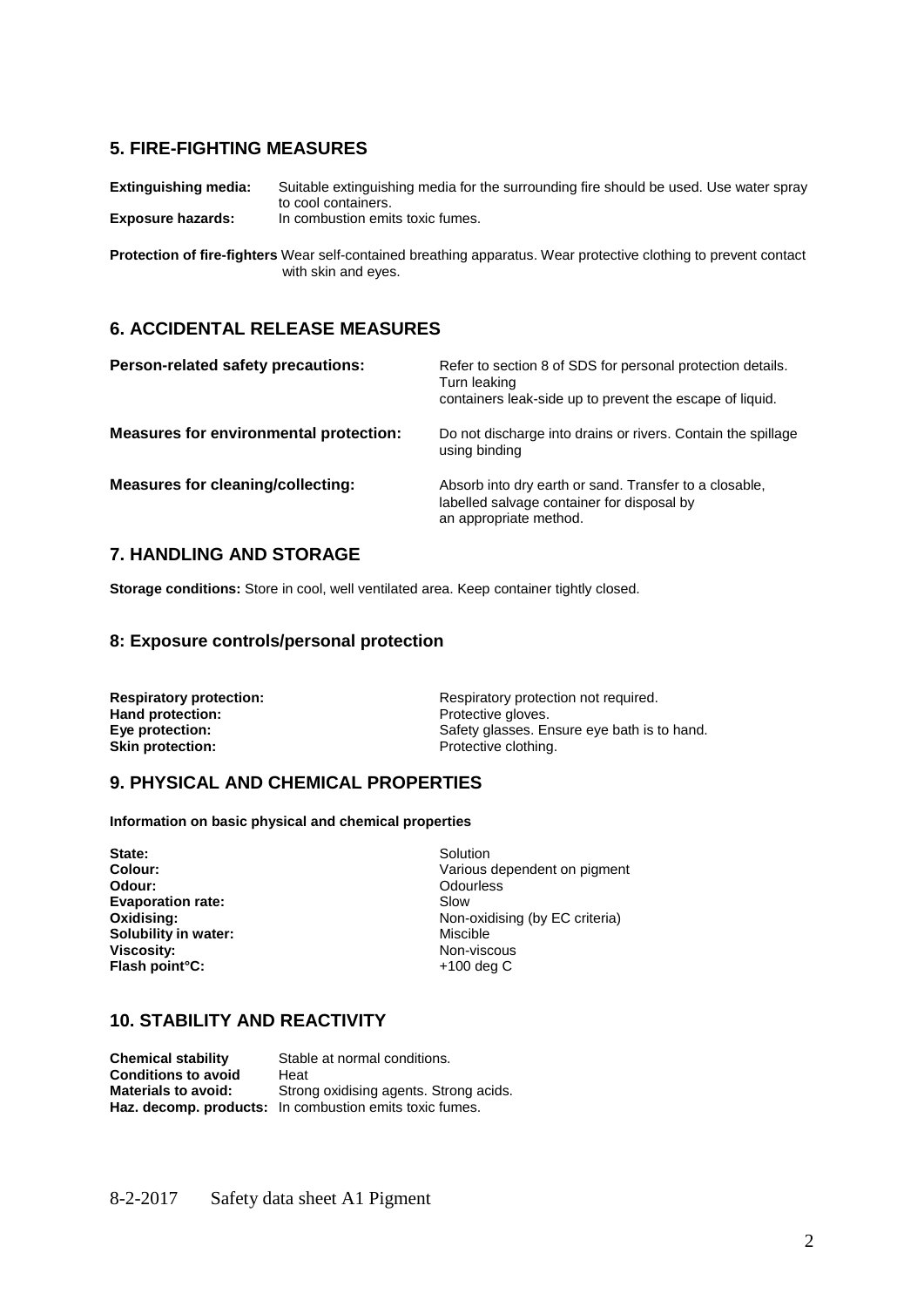## 5. FIRE-FIGHTING MEASURES

**Extinguishing media:** Suitable extinguishing media for the surrounding fire should be used. Use water spray to cool containers.

**Exposure hazards:** In combustion emits toxic fumes.

**Protection of fire-fighters** Wear self-contained breathing apparatus. Wear protective clothing to prevent contact with skin and eyes.

## 6. ACCIDENTAL RELEASE MEASURES

**Person-related safety precautions:** Refer to section 8 of SDS for personal protection details. Turn leaking containers leak-side up to prevent the escape of liquid.

**Measures for environmental protection:** Do not discharge into drains or rivers. Contain the spillage using binding

**Measures for cleaning/collecting:** Absorb into dry earth or sand. Transfer to a closable, labelled salvage container for disposal by an appropriate method.

## 7. HANDLING AND STORAGE

**Storage conditions:** Store in cool, well ventilated area. Keep container tightly closed.

## 8: Exposure controls/personal protection

**Respiratory protection:** Respiratory protection not required.
**Hand protection:** Protective gloves.
**Eye protection:** Safety glasses. Ensure eye bath is to hand.
**Skin protection:** Protective clothing.

## 9. PHYSICAL AND CHEMICAL PROPERTIES

**Information on basic physical and chemical properties**

**State:** Solution
**Colour:** Various dependent on pigment
**Odour:** Odourless
**Evaporation rate:** Slow
**Oxidising:** Non-oxidising (by EC criteria)
**Solubility in water:** Miscible
**Viscosity:** Non-viscous
**Flash point°C:** +100 deg C

## 10. STABILITY AND REACTIVITY

**Chemical stability** Stable at normal conditions.
**Conditions to avoid** Heat
**Materials to avoid:** Strong oxidising agents. Strong acids.
**Haz. decomp. products:** In combustion emits toxic fumes.

8-2-2017 Safety data sheet A1 Pigment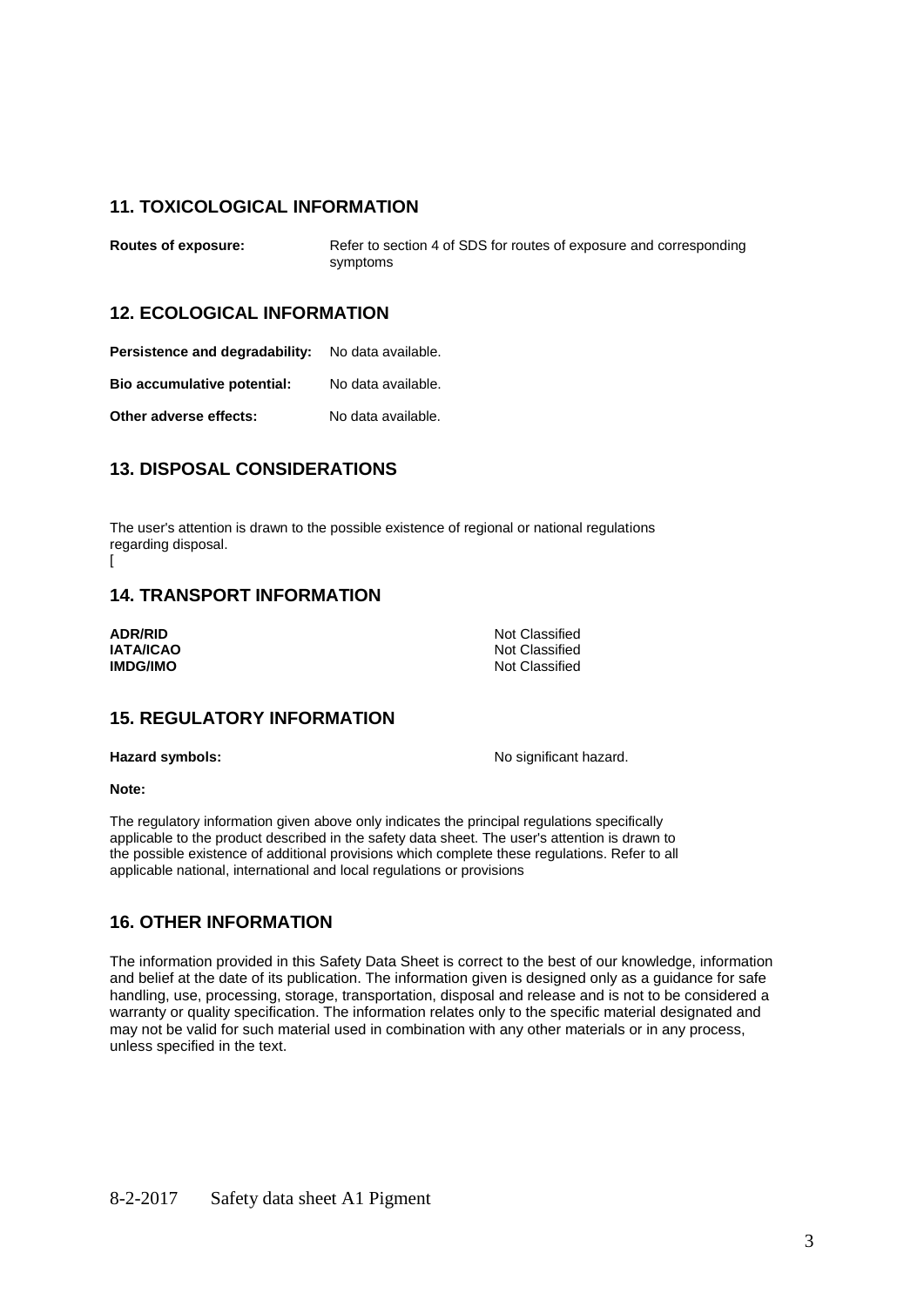## 11. TOXICOLOGICAL INFORMATION

**Routes of exposure:** Refer to section 4 of SDS for routes of exposure and corresponding symptoms

## 12. ECOLOGICAL INFORMATION

**Persistence and degradability:** No data available.

**Bio accumulative potential:** No data available.

**Other adverse effects:** No data available.

## 13. DISPOSAL CONSIDERATIONS

The user's attention is drawn to the possible existence of regional or national regulations regarding disposal.
[

## 14. TRANSPORT INFORMATION

| | |
|---|---|
| **ADR/RID** | Not Classified |
| **IATA/ICAO** | Not Classified |
| **IMDG/IMO** | Not Classified |

## 15. REGULATORY INFORMATION

**Hazard symbols:** No significant hazard.

**Note:**

The regulatory information given above only indicates the principal regulations specifically applicable to the product described in the safety data sheet. The user's attention is drawn to the possible existence of additional provisions which complete these regulations. Refer to all applicable national, international and local regulations or provisions

## 16. OTHER INFORMATION

The information provided in this Safety Data Sheet is correct to the best of our knowledge, information and belief at the date of its publication. The information given is designed only as a guidance for safe handling, use, processing, storage, transportation, disposal and release and is not to be considered a warranty or quality specification. The information relates only to the specific material designated and may not be valid for such material used in combination with any other materials or in any process, unless specified in the text.